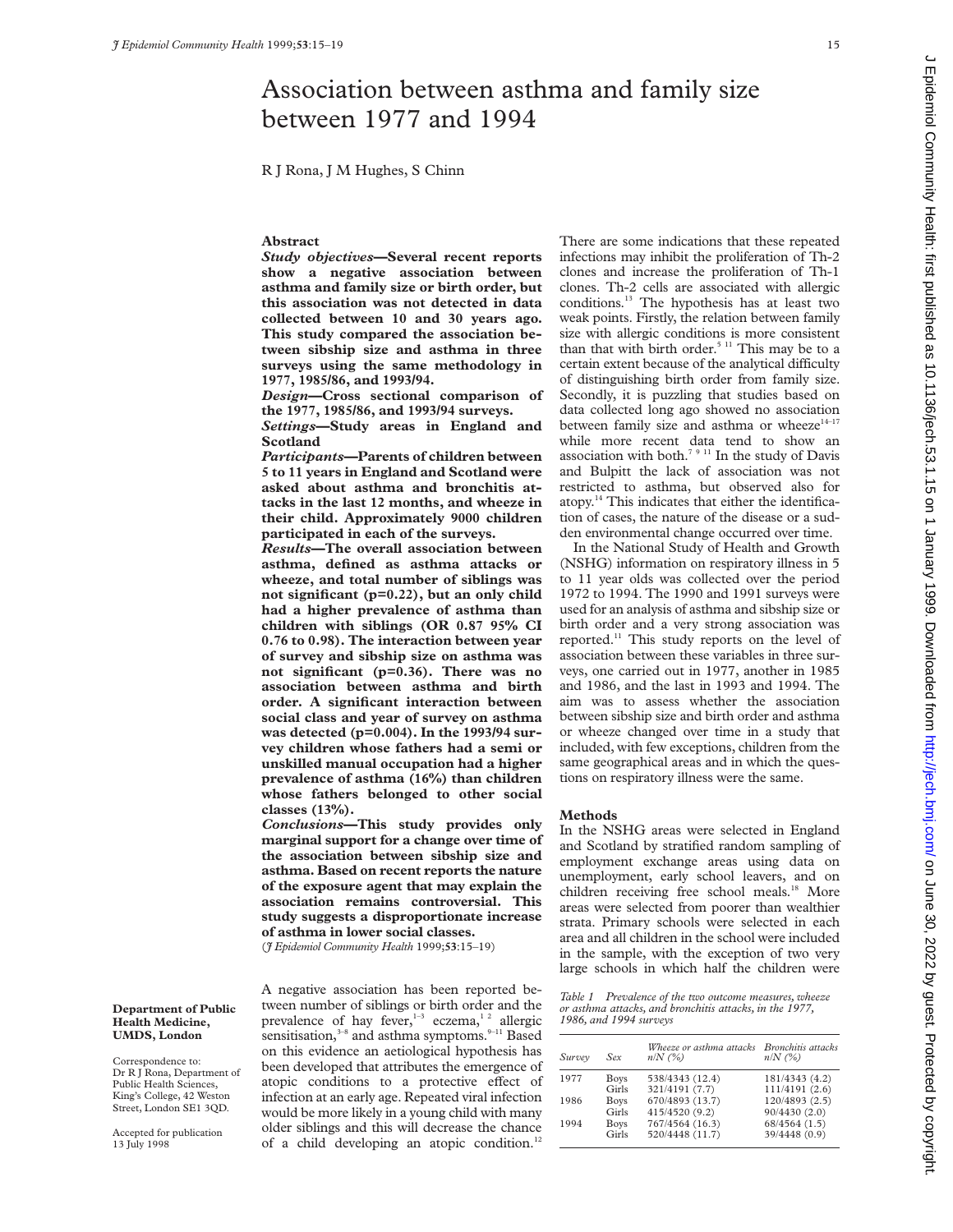# Association between asthma and family size between 1977 and 1994

R J Rona, J M Hughes, S Chinn

Department of Public Health Medicine, UMDS, London

Correspondence to: Dr R J Rona, Department of Public Health Sciences, King's College, 42 Weston Street, London SE1 3QD.

Accepted for publication 13 July 1998

## Abstract

***Study objectives*—Several recent reports show a negative association between asthma and family size or birth order, but this association was not detected in data collected between 10 and 30 years ago. This study compared the association between sibship size and asthma in three surveys using the same methodology in 1977, 1985/86, and 1993/94.**

***Design*—Cross sectional comparison of the 1977, 1985/86, and 1993/94 surveys.**

***Settings*—Study areas in England and Scotland**

***Participants*—Parents of children between 5 to 11 years in England and Scotland were asked about asthma and bronchitis attacks in the last 12 months, and wheeze in their child. Approximately 9000 children participated in each of the surveys.**

***Results*—The overall association between asthma, defined as asthma attacks or wheeze, and total number of siblings was not significant (p=0.22), but an only child had a higher prevalence of asthma than children with siblings (OR 0.87 95% CI 0.76 to 0.98). The interaction between year of survey and sibship size on asthma was not significant (p=0.36). There was no association between asthma and birth order. A significant interaction between social class and year of survey on asthma was detected (p=0.004). In the 1993/94 survey children whose fathers had a semi or unskilled manual occupation had a higher prevalence of asthma (16%) than children whose fathers belonged to other social classes (13%).**

***Conclusions*—This study provides only marginal support for a change over time of the association between sibship size and asthma. Based on recent reports the nature of the exposure agent that may explain the association remains controversial. This study suggests a disproportionate increase of asthma in lower social classes.**

(*J Epidemiol Community Health* 1999;**53**:15–19)

A negative association has been reported between number of siblings or birth order and the prevalence of hay fever,[1–3] eczema,[1 2] allergic sensitisation,[3–8] and asthma symptoms.[9–11] Based on this evidence an aetiological hypothesis has been developed that attributes the emergence of atopic conditions to a protective effect of infection at an early age. Repeated viral infection would be more likely in a young child with many older siblings and this will decrease the chance of a child developing an atopic condition.[12] There are some indications that these repeated infections may inhibit the proliferation of Th-2 clones and increase the proliferation of Th-1 clones. Th-2 cells are associated with allergic conditions.[13] The hypothesis has at least two weak points. Firstly, the relation between family size with allergic conditions is more consistent than that with birth order.[5 11] This may be to a certain extent because of the analytical difficulty of distinguishing birth order from family size. Secondly, it is puzzling that studies based on data collected long ago showed no association between family size and asthma or wheeze[14–17] while more recent data tend to show an association with both.[7 9 11] In the study of Davis and Bulpitt the lack of association was not restricted to asthma, but observed also for atopy.[14] This indicates that either the identification of cases, the nature of the disease or a sudden environmental change occurred over time.

In the National Study of Health and Growth (NSHG) information on respiratory illness in 5 to 11 year olds was collected over the period 1972 to 1994. The 1990 and 1991 surveys were used for an analysis of asthma and sibship size or birth order and a very strong association was reported.[11] This study reports on the level of association between these variables in three surveys, one carried out in 1977, another in 1985 and 1986, and the last in 1993 and 1994. The aim was to assess whether the association between sibship size and birth order and asthma or wheeze changed over time in a study that included, with few exceptions, children from the same geographical areas and in which the questions on respiratory illness were the same.

## Methods

In the NSHG areas were selected in England and Scotland by stratified random sampling of employment exchange areas using data on unemployment, early school leavers, and on children receiving free school meals.[18] More areas were selected from poorer than wealthier strata. Primary schools were selected in each area and all children in the school were included in the sample, with the exception of two very large schools in which half the children were

*Table 1 Prevalence of the two outcome measures, wheeze or asthma attacks, and bronchitis attacks, in the 1977, 1986, and 1994 surveys*

| *Survey* | *Sex* | *Wheeze or asthma attacks n/N (%)* | *Bronchitis attacks n/N (%)* |
|---|---|---|---|
| 1977 | Boys | 538/4343 (12.4) | 181/4343 (4.2) |
| | Girls | 321/4191 (7.7) | 111/4191 (2.6) |
| 1986 | Boys | 670/4893 (13.7) | 120/4893 (2.5) |
| | Girls | 415/4520 (9.2) | 90/4430 (2.0) |
| 1994 | Boys | 767/4564 (16.3) | 68/4564 (1.5) |
| | Girls | 520/4448 (11.7) | 39/4448 (0.9) |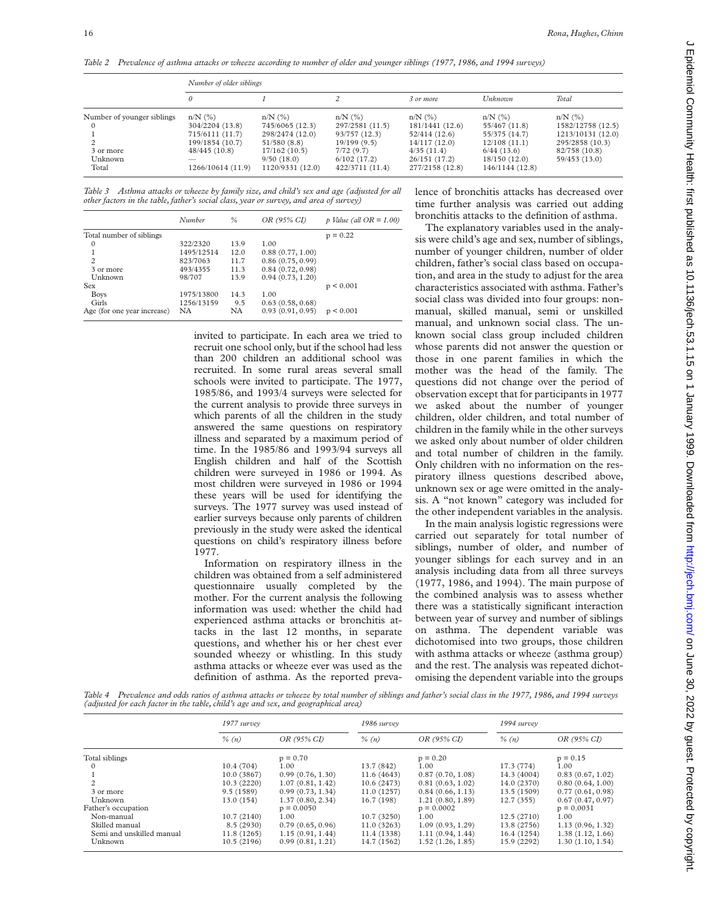*Table 2 Prevalence of asthma attacks or wheeze according to number of older and younger siblings (1977, 1986, and 1994 surveys)*

| | Number of older siblings | | | | | |
|---|---|---|---|---|---|---|
| | 0 | 1 | 2 | 3 or more | Unknown | Total |
| Number of younger siblings | n/N (%) | n/N (%) | n/N (%) | n/N (%) | n/N (%) | n/N (%) |
| 0 | 304/2204 (13.8) | 745/6065 (12.3) | 297/2581 (11.5) | 181/1441 (12.6) | 55/467 (11.8) | 1582/12758 (12.5) |
| 1 | 715/6111 (11.7) | 298/2474 (12.0) | 93/757 (12.3) | 52/414 (12.6) | 55/375 (14.7) | 1213/10131 (12.0) |
| 2 | 199/1854 (10.7) | 51/580 (8.8) | 19/199 (9.5) | 14/117 (12.0) | 12/108 (11.1) | 295/2858 (10.3) |
| 3 or more | 48/445 (10.8) | 17/162 (10.5) | 7/72 (9.7) | 4/35 (11.4) | 6/44 (13.6) | 82/758 (10.8) |
| Unknown | — | 9/50 (18.0) | 6/102 (17.2) | 26/151 (17.2) | 18/150 (12.0) | 59/453 (13.0) |
| Total | 1266/10614 (11.9) | 1120/9331 (12.0) | 422/3711 (11.4) | 277/2158 (12.8) | 146/1144 (12.8) | |

*Table 3 Asthma attacks or wheeze by family size, and child's sex and age (adjusted for all other factors in the table, father's social class, year or survey, and area of survey)*

| | Number | % | OR (95% CI) | p Value (all OR = 1.00) |
|---|---|---|---|---|
| Total number of siblings | | | | p = 0.22 |
| 0 | 322/2320 | 13.9 | 1.00 | |
| 1 | 1495/12514 | 12.0 | 0.88 (0.77, 1.00) | |
| 2 | 823/7063 | 11.7 | 0.86 (0.75, 0.99) | |
| 3 or more | 493/4355 | 11.3 | 0.84 (0.72, 0.98) | |
| Unknown | 98/707 | 13.9 | 0.94 (0.73, 1.20) | |
| Sex | | | | p < 0.001 |
| Boys | 1975/13800 | 14.3 | 1.00 | |
| Girls | 1256/13159 | 9.5 | 0.63 (0.58, 0.68) | |
| Age (for one year increase) | NA | NA | 0.93 (0.91, 0.95) | p < 0.001 |

invited to participate. In each area we tried to recruit one school only, but if the school had less than 200 children an additional school was recruited. In some rural areas several small schools were invited to participate. The 1977, 1985/86, and 1993/4 surveys were selected for the current analysis to provide three surveys in which parents of all the children in the study answered the same questions on respiratory illness and separated by a maximum period of time. In the 1985/86 and 1993/94 surveys all English children and half of the Scottish children were surveyed in 1986 or 1994. As most children were surveyed in 1986 or 1994 these years will be used for identifying the surveys. The 1977 survey was used instead of earlier surveys because only parents of children previously in the study were asked the identical questions on child's respiratory illness before 1977.

Information on respiratory illness in the children was obtained from a self administered questionnaire usually completed by the mother. For the current analysis the following information was used: whether the child had experienced asthma attacks or bronchitis attacks in the last 12 months, in separate questions, and whether his or her chest ever sounded wheezy or whistling. In this study asthma attacks or wheeze ever was used as the definition of asthma. As the reported prevalence of bronchitis attacks has decreased over time further analysis was carried out adding bronchitis attacks to the definition of asthma.

The explanatory variables used in the analysis were child's age and sex, number of siblings, number of younger children, number of older children, father's social class based on occupation, and area in the study to adjust for the area characteristics associated with asthma. Father's social class was divided into four groups: non-manual, skilled manual, semi or unskilled manual, and unknown social class. The unknown social class group included children whose parents did not answer the question or those in one parent families in which the mother was the head of the family. The questions did not change over the period of observation except that for participants in 1977 we asked about the number of younger children, older children, and total number of children in the family while in the other surveys we asked only about number of older children and total number of children in the family. Only children with no information on the respiratory illness questions described above, unknown sex or age were omitted in the analysis. A "not known" category was included for the other independent variables in the analysis.

In the main analysis logistic regressions were carried out separately for total number of siblings, number of older, and number of younger siblings for each survey and in an analysis including data from all three surveys (1977, 1986, and 1994). The main purpose of the combined analysis was to assess whether there was a statistically significant interaction between year of survey and number of siblings on asthma. The dependent variable was dichotomised into two groups, those children with asthma attacks or wheeze (asthma group) and the rest. The analysis was repeated dichotomising the dependent variable into the groups

*Table 4 Prevalence and odds ratios of asthma attacks or wheeze by total number of siblings and father's social class in the 1977, 1986, and 1994 surveys (adjusted for each factor in the table, child's age and sex, and geographical area)*

| | 1977 survey | | 1986 survey | | 1994 survey | |
|---|---|---|---|---|---|---|
| | % (n) | OR (95% CI) | % (n) | OR (95% CI) | % (n) | OR (95% CI) |
| Total siblings | | p = 0.70 | | p = 0.20 | | p = 0.15 |
| 0 | 10.4 (704) | 1.00 | 13.7 (842) | 1.00 | 17.3 (774) | 1.00 |
| 1 | 10.0 (3867) | 0.99 (0.76, 1.30) | 11.6 (4643) | 0.87 (0.70, 1.08) | 14.3 (4004) | 0.83 (0.67, 1.02) |
| 2 | 10.3 (2220) | 1.07 (0.81, 1.42) | 10.6 (2473) | 0.81 (0.63, 1.02) | 14.0 (2370) | 0.80 (0.64, 1.00) |
| 3 or more | 9.5 (1589) | 0.99 (0.73, 1.34) | 11.0 (1257) | 0.84 (0.66, 1.13) | 13.5 (1509) | 0.77 (0.61, 0.98) |
| Unknown | 13.0 (154) | 1.37 (0.80, 2.34) | 16.7 (198) | 1.21 (0.80, 1.89) | 12.7 (355) | 0.67 (0.47, 0.97) |
| Father's occupation | | p = 0.0050 | | p = 0.0002 | | p = 0.0031 |
| Non-manual | 10.7 (2140) | 1.00 | 10.7 (3250) | 1.00 | 12.5 (2710) | 1.00 |
| Skilled manual | 8.5 (2930) | 0.79 (0.65, 0.96) | 11.0 (3263) | 1.09 (0.93, 1.29) | 13.8 (2756) | 1.13 (0.96, 1.32) |
| Semi and unskilled manual | 11.8 (1265) | 1.15 (0.91, 1.44) | 11.4 (1338) | 1.11 (0.94, 1.44) | 16.4 (1254) | 1.38 (1.12, 1.66) |
| Unknown | 10.5 (2196) | 0.99 (0.81, 1.21) | 14.7 (1562) | 1.52 (1.26, 1.85) | 15.9 (2292) | 1.30 (1.10, 1.54) |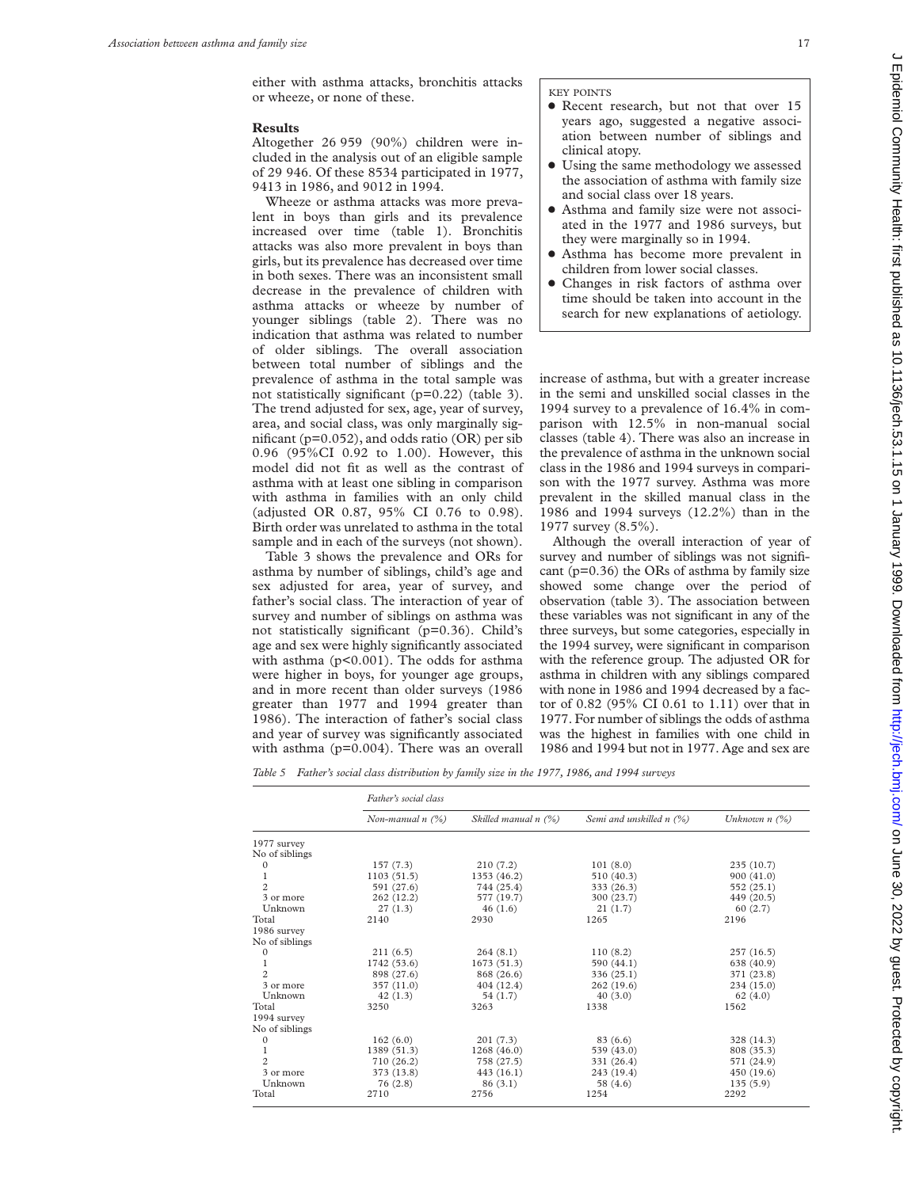either with asthma attacks, bronchitis attacks or wheeze, or none of these.

## Results

Altogether 26 959 (90%) children were included in the analysis out of an eligible sample of 29 946. Of these 8534 participated in 1977, 9413 in 1986, and 9012 in 1994.

Wheeze or asthma attacks was more prevalent in boys than girls and its prevalence increased over time (table 1). Bronchitis attacks was also more prevalent in boys than girls, but its prevalence has decreased over time in both sexes. There was an inconsistent small decrease in the prevalence of children with asthma attacks or wheeze by number of younger siblings (table 2). There was no indication that asthma was related to number of older siblings. The overall association between total number of siblings and the prevalence of asthma in the total sample was not statistically significant (p=0.22) (table 3). The trend adjusted for sex, age, year of survey, area, and social class, was only marginally significant (p=0.052), and odds ratio (OR) per sib 0.96 (95%CI 0.92 to 1.00). However, this model did not fit as well as the contrast of asthma with at least one sibling in comparison with asthma in families with an only child (adjusted OR 0.87, 95% CI 0.76 to 0.98). Birth order was unrelated to asthma in the total sample and in each of the surveys (not shown).

Table 3 shows the prevalence and ORs for asthma by number of siblings, child's age and sex adjusted for area, year of survey, and father's social class. The interaction of year of survey and number of siblings on asthma was not statistically significant (p=0.36). Child's age and sex were highly significantly associated with asthma (p<0.001). The odds for asthma were higher in boys, for younger age groups, and in more recent than older surveys (1986 greater than 1977 and 1994 greater than 1986). The interaction of father's social class and year of survey was significantly associated with asthma (p=0.004). There was an overall increase of asthma, but with a greater increase in the semi and unskilled social classes in the 1994 survey to a prevalence of 16.4% in comparison with 12.5% in non-manual social classes (table 4). There was also an increase in the prevalence of asthma in the unknown social class in the 1986 and 1994 surveys in comparison with the 1977 survey. Asthma was more prevalent in the skilled manual class in the 1986 and 1994 surveys (12.2%) than in the 1977 survey (8.5%).

Although the overall interaction of year of survey and number of siblings was not significant (p=0.36) the ORs of asthma by family size showed some change over the period of observation (table 3). The association between these variables was not significant in any of the three surveys, but some categories, especially in the 1994 survey, were significant in comparison with the reference group. The adjusted OR for asthma in children with any siblings compared with none in 1986 and 1994 decreased by a factor of 0.82 (95% CI 0.61 to 1.11) over that in 1977. For number of siblings the odds of asthma was the highest in families with one child in 1986 and 1994 but not in 1977. Age and sex are

KEY POINTS

- Recent research, but not that over 15 years ago, suggested a negative association between number of siblings and clinical atopy.
- Using the same methodology we assessed the association of asthma with family size and social class over 18 years.
- Asthma and family size were not associated in the 1977 and 1986 surveys, but they were marginally so in 1994.
- Asthma has become more prevalent in children from lower social classes.
- Changes in risk factors of asthma over time should be taken into account in the search for new explanations of aetiology.

*Table 5 Father's social class distribution by family size in the 1977, 1986, and 1994 surveys*

| | Father's social class | | | |
|---|---|---|---|---|
| | Non-manual n (%) | Skilled manual n (%) | Semi and unskilled n (%) | Unknown n (%) |
| 1977 survey | | | | |
| No of siblings | | | | |
| 0 | 157 (7.3) | 210 (7.2) | 101 (8.0) | 235 (10.7) |
| 1 | 1103 (51.5) | 1353 (46.2) | 510 (40.3) | 900 (41.0) |
| 2 | 591 (27.6) | 744 (25.4) | 333 (26.3) | 552 (25.1) |
| 3 or more | 262 (12.2) | 577 (19.7) | 300 (23.7) | 449 (20.5) |
| Unknown | 27 (1.3) | 46 (1.6) | 21 (1.7) | 60 (2.7) |
| Total | 2140 | 2930 | 1265 | 2196 |
| 1986 survey | | | | |
| No of siblings | | | | |
| 0 | 211 (6.5) | 264 (8.1) | 110 (8.2) | 257 (16.5) |
| 1 | 1742 (53.6) | 1673 (51.3) | 590 (44.1) | 638 (40.9) |
| 2 | 898 (27.6) | 868 (26.6) | 336 (25.1) | 371 (23.8) |
| 3 or more | 357 (11.0) | 404 (12.4) | 262 (19.6) | 234 (15.0) |
| Unknown | 42 (1.3) | 54 (1.7) | 40 (3.0) | 62 (4.0) |
| Total | 3250 | 3263 | 1338 | 1562 |
| 1994 survey | | | | |
| No of siblings | | | | |
| 0 | 162 (6.0) | 201 (7.3) | 83 (6.6) | 328 (14.3) |
| 1 | 1389 (51.3) | 1268 (46.0) | 539 (43.0) | 808 (35.3) |
| 2 | 710 (26.2) | 758 (27.5) | 331 (26.4) | 571 (24.9) |
| 3 or more | 373 (13.8) | 443 (16.1) | 243 (19.4) | 450 (19.6) |
| Unknown | 76 (2.8) | 86 (3.1) | 58 (4.6) | 135 (5.9) |
| Total | 2710 | 2756 | 1254 | 2292 |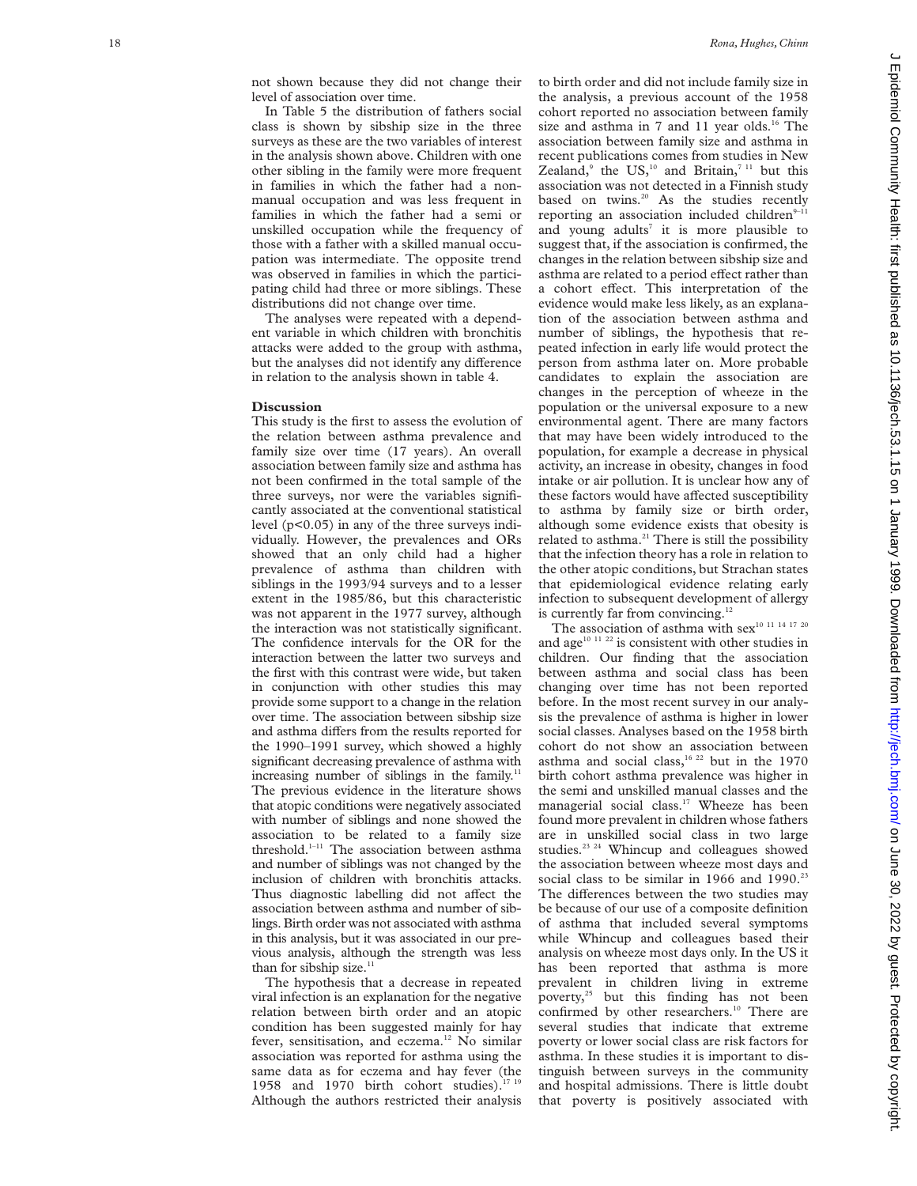not shown because they did not change their level of association over time.

In Table 5 the distribution of fathers social class is shown by sibship size in the three surveys as these are the two variables of interest in the analysis shown above. Children with one other sibling in the family were more frequent in families in which the father had a non-manual occupation and was less frequent in families in which the father had a semi or unskilled occupation while the frequency of those with a father with a skilled manual occupation was intermediate. The opposite trend was observed in families in which the participating child had three or more siblings. These distributions did not change over time.

The analyses were repeated with a dependent variable in which children with bronchitis attacks were added to the group with asthma, but the analyses did not identify any difference in relation to the analysis shown in table 4.

## Discussion

This study is the first to assess the evolution of the relation between asthma prevalence and family size over time (17 years). An overall association between family size and asthma has not been confirmed in the total sample of the three surveys, nor were the variables significantly associated at the conventional statistical level ($p<0.05$) in any of the three surveys individually. However, the prevalences and ORs showed that an only child had a higher prevalence of asthma than children with siblings in the 1993/94 surveys and to a lesser extent in the 1985/86, but this characteristic was not apparent in the 1977 survey, although the interaction was not statistically significant. The confidence intervals for the OR for the interaction between the latter two surveys and the first with this contrast were wide, but taken in conjunction with other studies this may provide some support to a change in the relation over time. The association between sibship size and asthma differs from the results reported for the 1990–1991 survey, which showed a highly significant decreasing prevalence of asthma with increasing number of siblings in the family.[11] The previous evidence in the literature shows that atopic conditions were negatively associated with number of siblings and none showed the association to be related to a family size threshold.[1–11] The association between asthma and number of siblings was not changed by the inclusion of children with bronchitis attacks. Thus diagnostic labelling did not affect the association between asthma and number of siblings. Birth order was not associated with asthma in this analysis, but it was associated in our previous analysis, although the strength was less than for sibship size.[11]

The hypothesis that a decrease in repeated viral infection is an explanation for the negative relation between birth order and an atopic condition has been suggested mainly for hay fever, sensitisation, and eczema.[12] No similar association was reported for asthma using the same data as for eczema and hay fever (the 1958 and 1970 birth cohort studies).[17 19] Although the authors restricted their analysis to birth order and did not include family size in the analysis, a previous account of the 1958 cohort reported no association between family size and asthma in 7 and 11 year olds.[16] The association between family size and asthma in recent publications comes from studies in New Zealand,[9] the US,[10] and Britain,[7 11] but this association was not detected in a Finnish study based on twins.[20] As the studies recently reporting an association included children[9–11] and young adults[7] it is more plausible to suggest that, if the association is confirmed, the changes in the relation between sibship size and asthma are related to a period effect rather than a cohort effect. This interpretation of the evidence would make less likely, as an explanation of the association between asthma and number of siblings, the hypothesis that repeated infection in early life would protect the person from asthma later on. More probable candidates to explain the association are changes in the perception of wheeze in the population or the universal exposure to a new environmental agent. There are many factors that may have been widely introduced to the population, for example a decrease in physical activity, an increase in obesity, changes in food intake or air pollution. It is unclear how any of these factors would have affected susceptibility to asthma by family size or birth order, although some evidence exists that obesity is related to asthma.[21] There is still the possibility that the infection theory has a role in relation to the other atopic conditions, but Strachan states that epidemiological evidence relating early infection to subsequent development of allergy is currently far from convincing.[12]

The association of asthma with sex[10 11 14 17 20] and age[10 11 22] is consistent with other studies in children. Our finding that the association between asthma and social class has been changing over time has not been reported before. In the most recent survey in our analysis the prevalence of asthma is higher in lower social classes. Analyses based on the 1958 birth cohort do not show an association between asthma and social class,[16 22] but in the 1970 birth cohort asthma prevalence was higher in the semi and unskilled manual classes and the managerial social class.[17] Wheeze has been found more prevalent in children whose fathers are in unskilled social class in two large studies.[23 24] Whincup and colleagues showed the association between wheeze most days and social class to be similar in 1966 and 1990.[23] The differences between the two studies may be because of our use of a composite definition of asthma that included several symptoms while Whincup and colleagues based their analysis on wheeze most days only. In the US it has been reported that asthma is more prevalent in children living in extreme poverty,[25] but this finding has not been confirmed by other researchers.[10] There are several studies that indicate that extreme poverty or lower social class are risk factors for asthma. In these studies it is important to distinguish between surveys in the community and hospital admissions. There is little doubt that poverty is positively associated with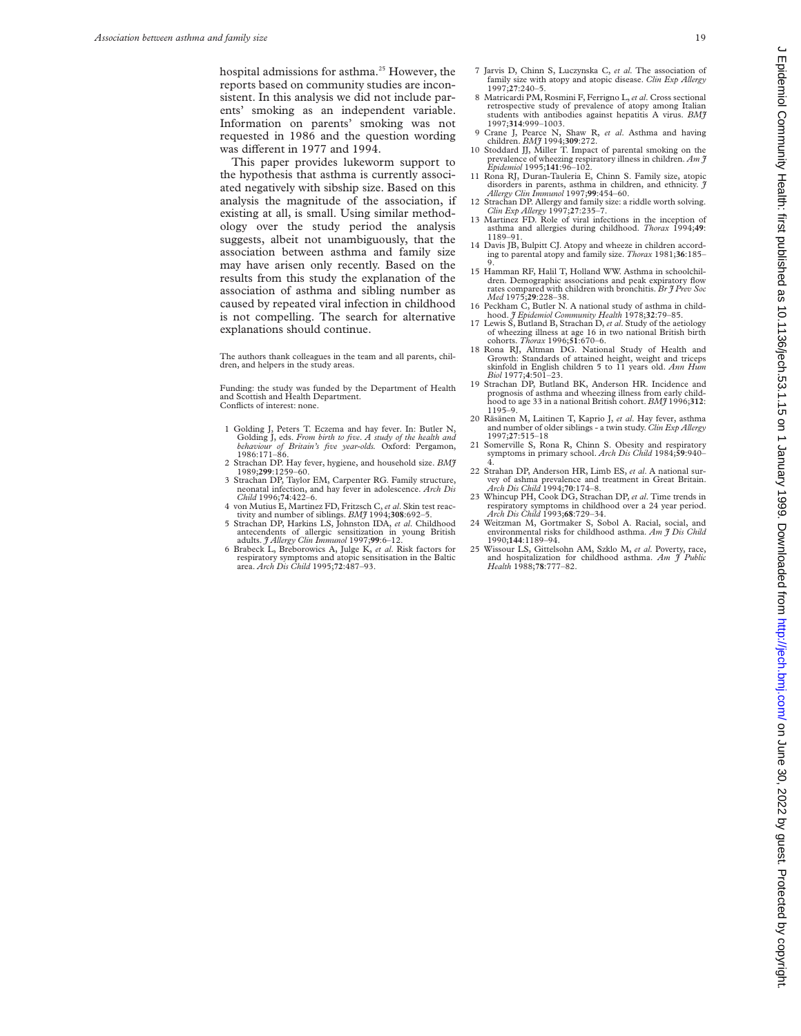hospital admissions for asthma.[25] However, the reports based on community studies are inconsistent. In this analysis we did not include parents' smoking as an independent variable. Information on parents' smoking was not requested in 1986 and the question wording was different in 1977 and 1994.

This paper provides lukeworm support to the hypothesis that asthma is currently associated negatively with sibship size. Based on this analysis the magnitude of the association, if existing at all, is small. Using similar methodology over the study period the analysis suggests, albeit not unambiguously, that the association between asthma and family size may have arisen only recently. Based on the results from this study the explanation of the association of asthma and sibling number as caused by repeated viral infection in childhood is not compelling. The search for alternative explanations should continue.

The authors thank colleagues in the team and all parents, children, and helpers in the study areas.

Funding: the study was funded by the Department of Health and Scottish and Health Department.
Conflicts of interest: none.

1. Golding J, Peters T. Eczema and hay fever. In: Butler N, Golding J, eds. *From birth to five. A study of the health and behaviour of Britain's five year-olds.* Oxford: Pergamon, 1986:171–86.
2. Strachan DP. Hay fever, hygiene, and household size. *BMJ* 1989;**299**:1259–60.
3. Strachan DP, Taylor EM, Carpenter RG. Family structure, neonatal infection, and hay fever in adolescence. *Arch Dis Child* 1996;**74**:422–6.
4. von Mutius E, Martinez FD, Fritzsch C, *et al*. Skin test reactivity and number of siblings. *BMJ* 1994;**308**:692–5.
5. Strachan DP, Harkins LS, Johnston IDA, *et al*. Childhood antecendents of allergic sensitization in young British adults. *J Allergy Clin Immunol* 1997;**99**:6–12.
6. Brabeck L, Breborowics A, Julge K, *et al*. Risk factors for respiratory symptoms and atopic sensitisation in the Baltic area. *Arch Dis Child* 1995;**72**:487–93.
7. Jarvis D, Chinn S, Luczynska C, *et al*. The association of family size with atopy and atopic disease. *Clin Exp Allergy* 1997;**27**:240–5.
8. Matricardi PM, Rosmini F, Ferrigno L, *et al*. Cross sectional retrospective study of prevalence of atopy among Italian students with antibodies against hepatitis A virus. *BMJ* 1997;**314**:999–1003.
9. Crane J, Pearce N, Shaw R, *et al*. Asthma and having children. *BMJ* 1994;**309**:272.
10. Stoddard JJ, Miller T. Impact of parental smoking on the prevalence of wheezing respiratory illness in children. *Am J Epidemiol* 1995;**141**:96–102.
11. Rona RJ, Duran-Tauleria E, Chinn S. Family size, atopic disorders in parents, asthma in children, and ethnicity. *J Allergy Clin Immunol* 1997;**99**:454–60.
12. Strachan DP. Allergy and family size: a riddle worth solving. *Clin Exp Allergy* 1997;**27**:235–7.
13. Martinez FD. Role of viral infections in the inception of asthma and allergies during childhood. *Thorax* 1994;**49**: 1189–91.
14. Davis JB, Bulpitt CJ. Atopy and wheeze in children according to parental atopy and family size. *Thorax* 1981;**36**:185–9.
15. Hamman RF, Halil T, Holland WW. Asthma in schoolchildren. Demographic associations and peak expiratory flow rates compared with children with bronchitis. *Br J Prev Soc Med* 1975;**29**:228–38.
16. Peckham C, Butler N. A national study of asthma in childhood. *J Epidemiol Community Health* 1978;**32**:79–85.
17. Lewis S, Butland B, Strachan D, *et al*. Study of the aetiology of wheezing illness at age 16 in two national British birth cohorts. *Thorax* 1996;**51**:670–6.
18. Rona RJ, Altman DG. National Study of Health and Growth: Standards of attained height, weight and triceps skinfold in English children 5 to 11 years old. *Ann Hum Biol* 1977;**4**:501–23.
19. Strachan DP, Butland BK, Anderson HR. Incidence and prognosis of asthma and wheezing illness from early childhood to age 33 in a national British cohort. *BMJ* 1996;**312**: 1195–9.
20. Räsänen M, Laitinen T, Kaprio J, *et al*. Hay fever, asthma and number of older siblings - a twin study. *Clin Exp Allergy* 1997;**27**:515–18
21. Somerville S, Rona R, Chinn S. Obesity and respiratory symptoms in primary school. *Arch Dis Child* 1984;**59**:940–4.
22. Strahan DP, Anderson HR, Limb ES, *et al*. A national survey of ashma prevalence and treatment in Great Britain. *Arch Dis Child* 1994;**70**:174–8.
23. Whincup PH, Cook DG, Strachan DP, *et al*. Time trends in respiratory symptoms in childhood over a 24 year period. *Arch Dis Child* 1993;**68**:729–34.
24. Weitzman M, Gortmaker S, Sobol A. Racial, social, and environmental risks for childhood asthma. *Am J Dis Child* 1990;**144**:1189–94.
25. Wissour LS, Gittelsohn AM, Szklo M, *et al*. Poverty, race, and hospitalization for childhood asthma. *Am J Public Health* 1988;**78**:777–82.